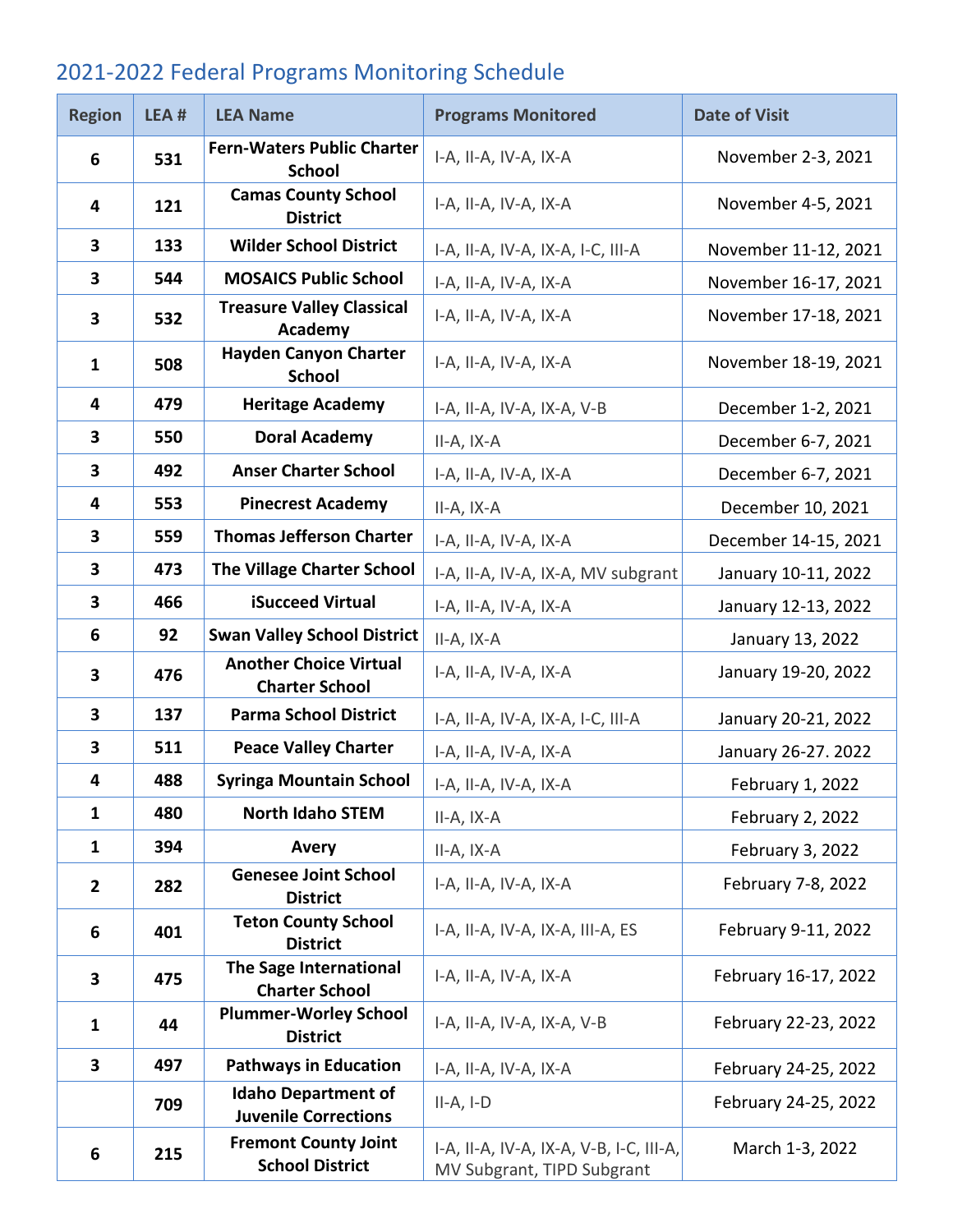# 2021-2022 Federal Programs Monitoring Schedule

| Region | LEA # | LEA Name | Programs Monitored | Date of Visit |
|---|---|---|---|---|
| 6 | 531 | Fern-Waters Public Charter School | I-A, II-A, IV-A, IX-A | November 2-3, 2021 |
| 4 | 121 | Camas County School District | I-A, II-A, IV-A, IX-A | November 4-5, 2021 |
| 3 | 133 | Wilder School District | I-A, II-A, IV-A, IX-A, I-C, III-A | November 11-12, 2021 |
| 3 | 544 | MOSAICS Public School | I-A, II-A, IV-A, IX-A | November 16-17, 2021 |
| 3 | 532 | Treasure Valley Classical Academy | I-A, II-A, IV-A, IX-A | November 17-18, 2021 |
| 1 | 508 | Hayden Canyon Charter School | I-A, II-A, IV-A, IX-A | November 18-19, 2021 |
| 4 | 479 | Heritage Academy | I-A, II-A, IV-A, IX-A, V-B | December 1-2, 2021 |
| 3 | 550 | Doral Academy | II-A, IX-A | December 6-7, 2021 |
| 3 | 492 | Anser Charter School | I-A, II-A, IV-A, IX-A | December 6-7, 2021 |
| 4 | 553 | Pinecrest Academy | II-A, IX-A | December 10, 2021 |
| 3 | 559 | Thomas Jefferson Charter | I-A, II-A, IV-A, IX-A | December 14-15, 2021 |
| 3 | 473 | The Village Charter School | I-A, II-A, IV-A, IX-A, MV subgrant | January 10-11, 2022 |
| 3 | 466 | iSucceed Virtual | I-A, II-A, IV-A, IX-A | January 12-13, 2022 |
| 6 | 92 | Swan Valley School District | II-A, IX-A | January 13, 2022 |
| 3 | 476 | Another Choice Virtual Charter School | I-A, II-A, IV-A, IX-A | January 19-20, 2022 |
| 3 | 137 | Parma School District | I-A, II-A, IV-A, IX-A, I-C, III-A | January 20-21, 2022 |
| 3 | 511 | Peace Valley Charter | I-A, II-A, IV-A, IX-A | January 26-27. 2022 |
| 4 | 488 | Syringa Mountain School | I-A, II-A, IV-A, IX-A | February 1, 2022 |
| 1 | 480 | North Idaho STEM | II-A, IX-A | February 2, 2022 |
| 1 | 394 | Avery | II-A, IX-A | February 3, 2022 |
| 2 | 282 | Genesee Joint School District | I-A, II-A, IV-A, IX-A | February 7-8, 2022 |
| 6 | 401 | Teton County School District | I-A, II-A, IV-A, IX-A, III-A, ES | February 9-11, 2022 |
| 3 | 475 | The Sage International Charter School | I-A, II-A, IV-A, IX-A | February 16-17, 2022 |
| 1 | 44 | Plummer-Worley School District | I-A, II-A, IV-A, IX-A, V-B | February 22-23, 2022 |
| 3 | 497 | Pathways in Education | I-A, II-A, IV-A, IX-A | February 24-25, 2022 |
| | 709 | Idaho Department of Juvenile Corrections | II-A, I-D | February 24-25, 2022 |
| 6 | 215 | Fremont County Joint School District | I-A, II-A, IV-A, IX-A, V-B, I-C, III-A, MV Subgrant, TIPD Subgrant | March 1-3, 2022 |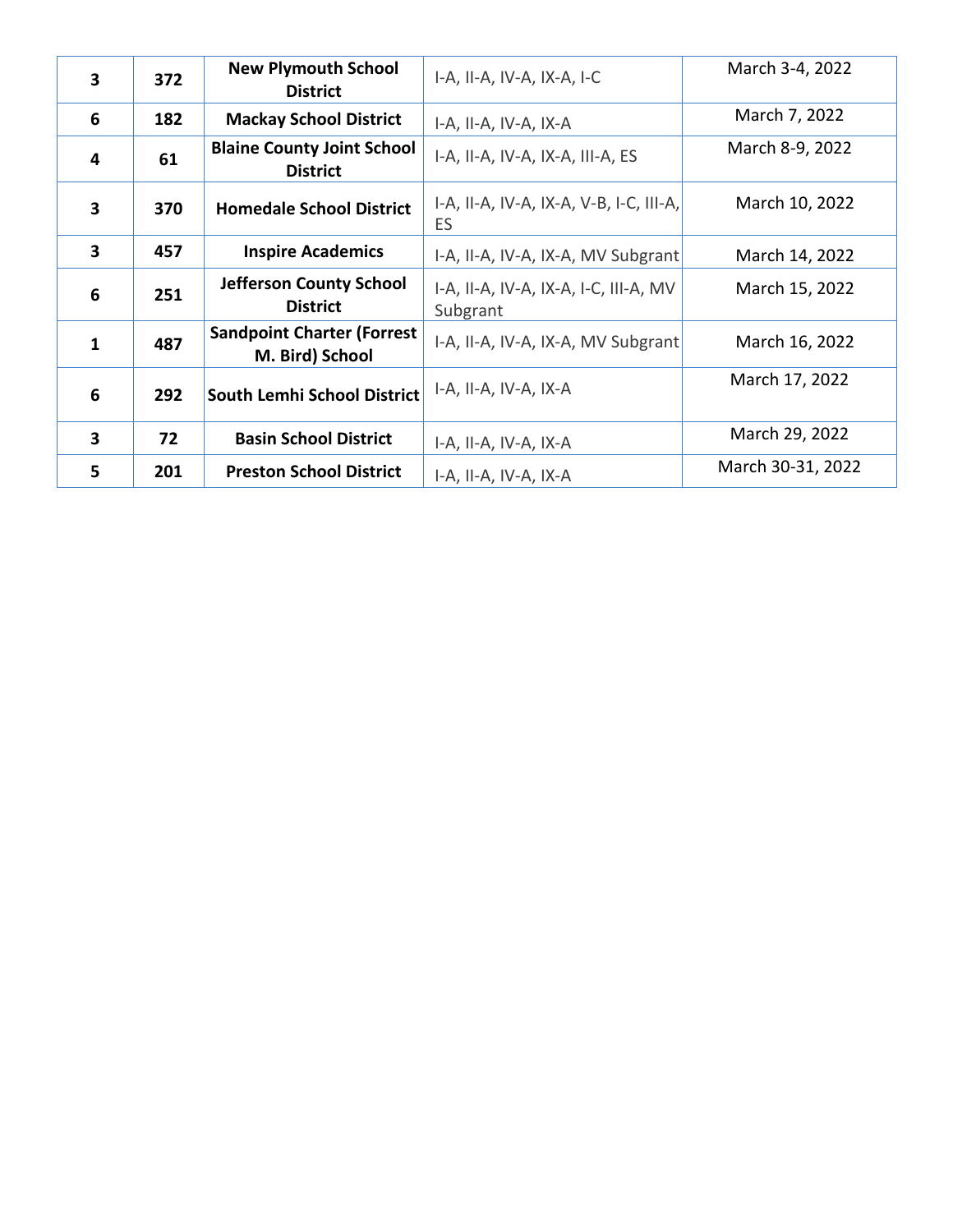| | | | | |
|---|---|---|---|---|
| **3** | **372** | **New Plymouth School District** | I-A, II-A, IV-A, IX-A, I-C | March 3-4, 2022 |
| **6** | **182** | **Mackay School District** | I-A, II-A, IV-A, IX-A | March 7, 2022 |
| **4** | **61** | **Blaine County Joint School District** | I-A, II-A, IV-A, IX-A, III-A, ES | March 8-9, 2022 |
| **3** | **370** | **Homedale School District** | I-A, II-A, IV-A, IX-A, V-B, I-C, III-A, ES | March 10, 2022 |
| **3** | **457** | **Inspire Academics** | I-A, II-A, IV-A, IX-A, MV Subgrant | March 14, 2022 |
| **6** | **251** | **Jefferson County School District** | I-A, II-A, IV-A, IX-A, I-C, III-A, MV Subgrant | March 15, 2022 |
| **1** | **487** | **Sandpoint Charter (Forrest M. Bird) School** | I-A, II-A, IV-A, IX-A, MV Subgrant | March 16, 2022 |
| **6** | **292** | **South Lemhi School District** | I-A, II-A, IV-A, IX-A | March 17, 2022 |
| **3** | **72** | **Basin School District** | I-A, II-A, IV-A, IX-A | March 29, 2022 |
| **5** | **201** | **Preston School District** | I-A, II-A, IV-A, IX-A | March 30-31, 2022 |